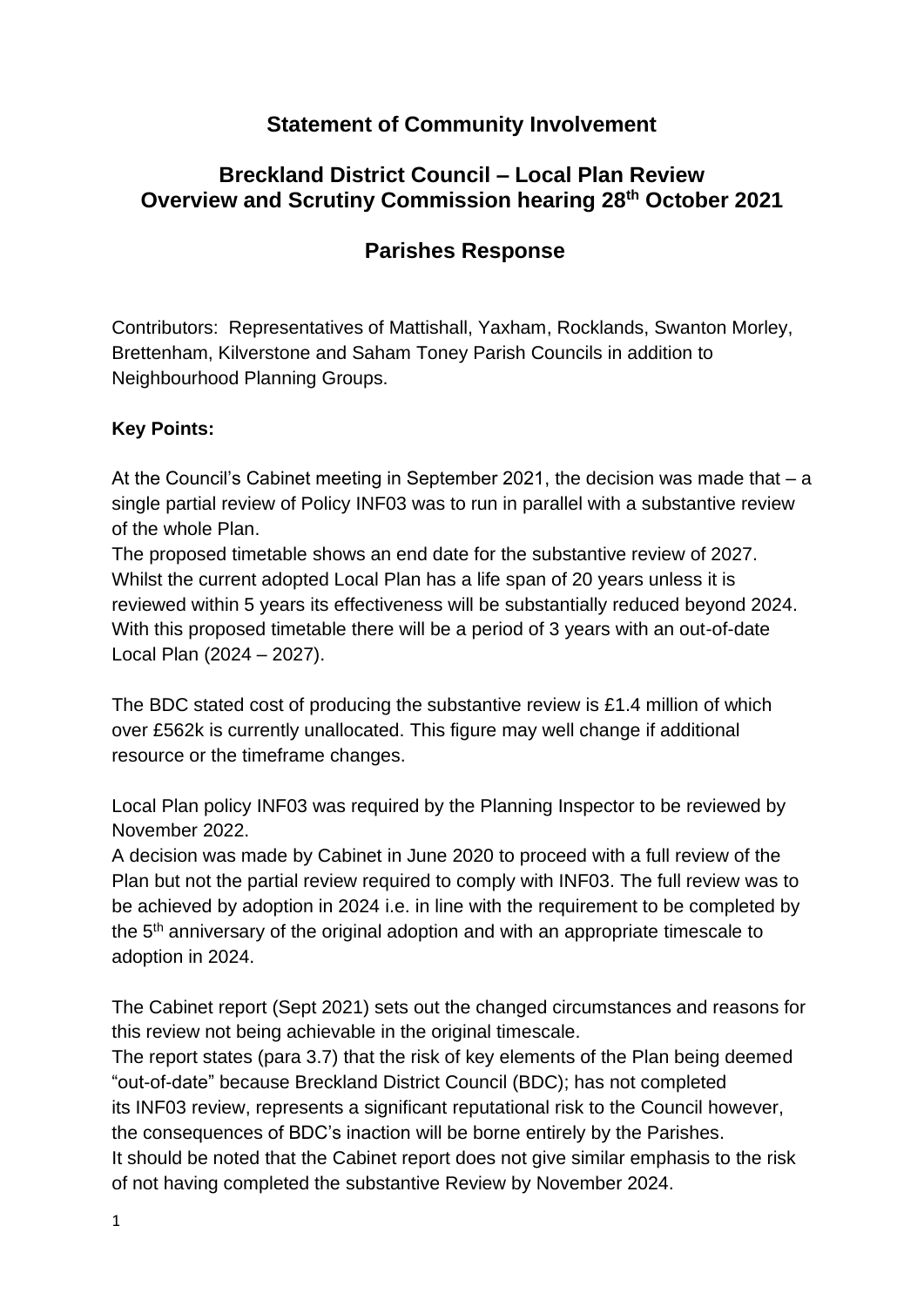# Statement of Community Involvement

## Breckland District Council – Local Plan Review
## Overview and Scrutiny Commission hearing 28th October 2021

## Parishes Response

Contributors: Representatives of Mattishall, Yaxham, Rocklands, Swanton Morley, Brettenham, Kilverstone and Saham Toney Parish Councils in addition to Neighbourhood Planning Groups.

**Key Points:**

At the Council's Cabinet meeting in September 2021, the decision was made that – a single partial review of Policy INF03 was to run in parallel with a substantive review of the whole Plan.
The proposed timetable shows an end date for the substantive review of 2027. Whilst the current adopted Local Plan has a life span of 20 years unless it is reviewed within 5 years its effectiveness will be substantially reduced beyond 2024. With this proposed timetable there will be a period of 3 years with an out-of-date Local Plan (2024 – 2027).

The BDC stated cost of producing the substantive review is £1.4 million of which over £562k is currently unallocated. This figure may well change if additional resource or the timeframe changes.

Local Plan policy INF03 was required by the Planning Inspector to be reviewed by November 2022.
A decision was made by Cabinet in June 2020 to proceed with a full review of the Plan but not the partial review required to comply with INF03. The full review was to be achieved by adoption in 2024 i.e. in line with the requirement to be completed by the 5th anniversary of the original adoption and with an appropriate timescale to adoption in 2024.

The Cabinet report (Sept 2021) sets out the changed circumstances and reasons for this review not being achievable in the original timescale.
The report states (para 3.7) that the risk of key elements of the Plan being deemed "out-of-date" because Breckland District Council (BDC); has not completed its INF03 review, represents a significant reputational risk to the Council however, the consequences of BDC's inaction will be borne entirely by the Parishes.
It should be noted that the Cabinet report does not give similar emphasis to the risk of not having completed the substantive Review by November 2024.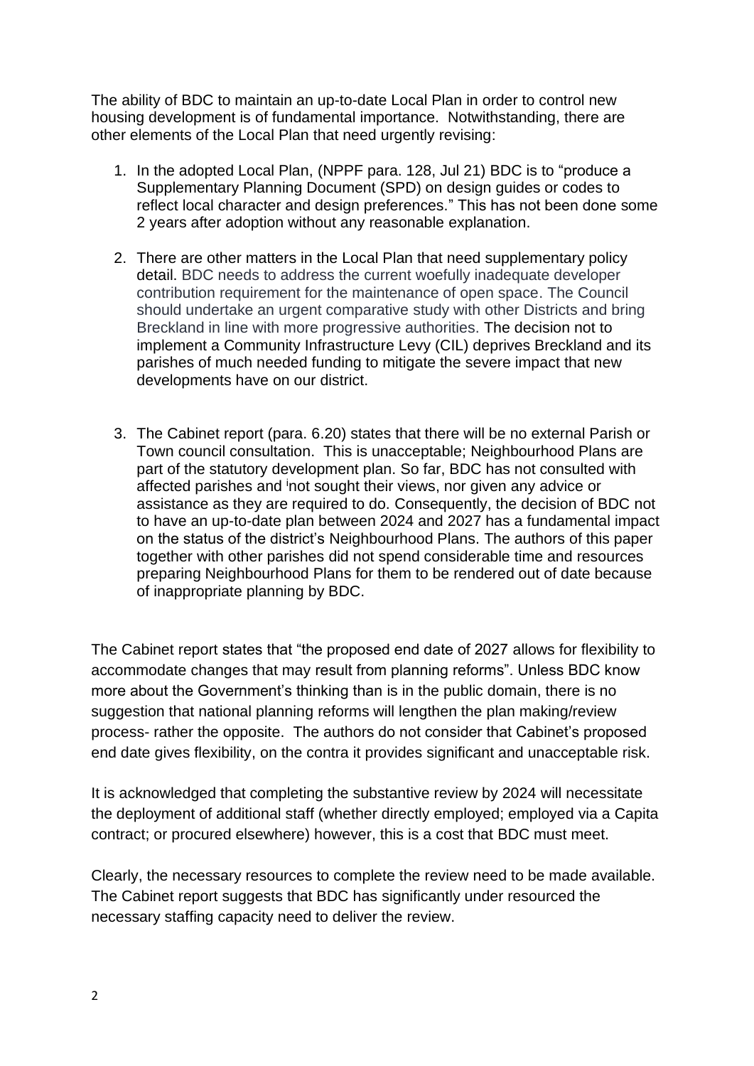The ability of BDC to maintain an up-to-date Local Plan in order to control new housing development is of fundamental importance. Notwithstanding, there are other elements of the Local Plan that need urgently revising:

1. In the adopted Local Plan, (NPPF para. 128, Jul 21) BDC is to "produce a Supplementary Planning Document (SPD) on design guides or codes to reflect local character and design preferences." This has not been done some 2 years after adoption without any reasonable explanation.

2. There are other matters in the Local Plan that need supplementary policy detail. BDC needs to address the current woefully inadequate developer contribution requirement for the maintenance of open space. The Council should undertake an urgent comparative study with other Districts and bring Breckland in line with more progressive authorities. The decision not to implement a Community Infrastructure Levy (CIL) deprives Breckland and its parishes of much needed funding to mitigate the severe impact that new developments have on our district.

3. The Cabinet report (para. 6.20) states that there will be no external Parish or Town council consultation. This is unacceptable; Neighbourhood Plans are part of the statutory development plan. So far, BDC has not consulted with affected parishes and [i]not sought their views, nor given any advice or assistance as they are required to do. Consequently, the decision of BDC not to have an up-to-date plan between 2024 and 2027 has a fundamental impact on the status of the district's Neighbourhood Plans. The authors of this paper together with other parishes did not spend considerable time and resources preparing Neighbourhood Plans for them to be rendered out of date because of inappropriate planning by BDC.

The Cabinet report states that "the proposed end date of 2027 allows for flexibility to accommodate changes that may result from planning reforms". Unless BDC know more about the Government's thinking than is in the public domain, there is no suggestion that national planning reforms will lengthen the plan making/review process- rather the opposite. The authors do not consider that Cabinet's proposed end date gives flexibility, on the contra it provides significant and unacceptable risk.

It is acknowledged that completing the substantive review by 2024 will necessitate the deployment of additional staff (whether directly employed; employed via a Capita contract; or procured elsewhere) however, this is a cost that BDC must meet.

Clearly, the necessary resources to complete the review need to be made available. The Cabinet report suggests that BDC has significantly under resourced the necessary staffing capacity need to deliver the review.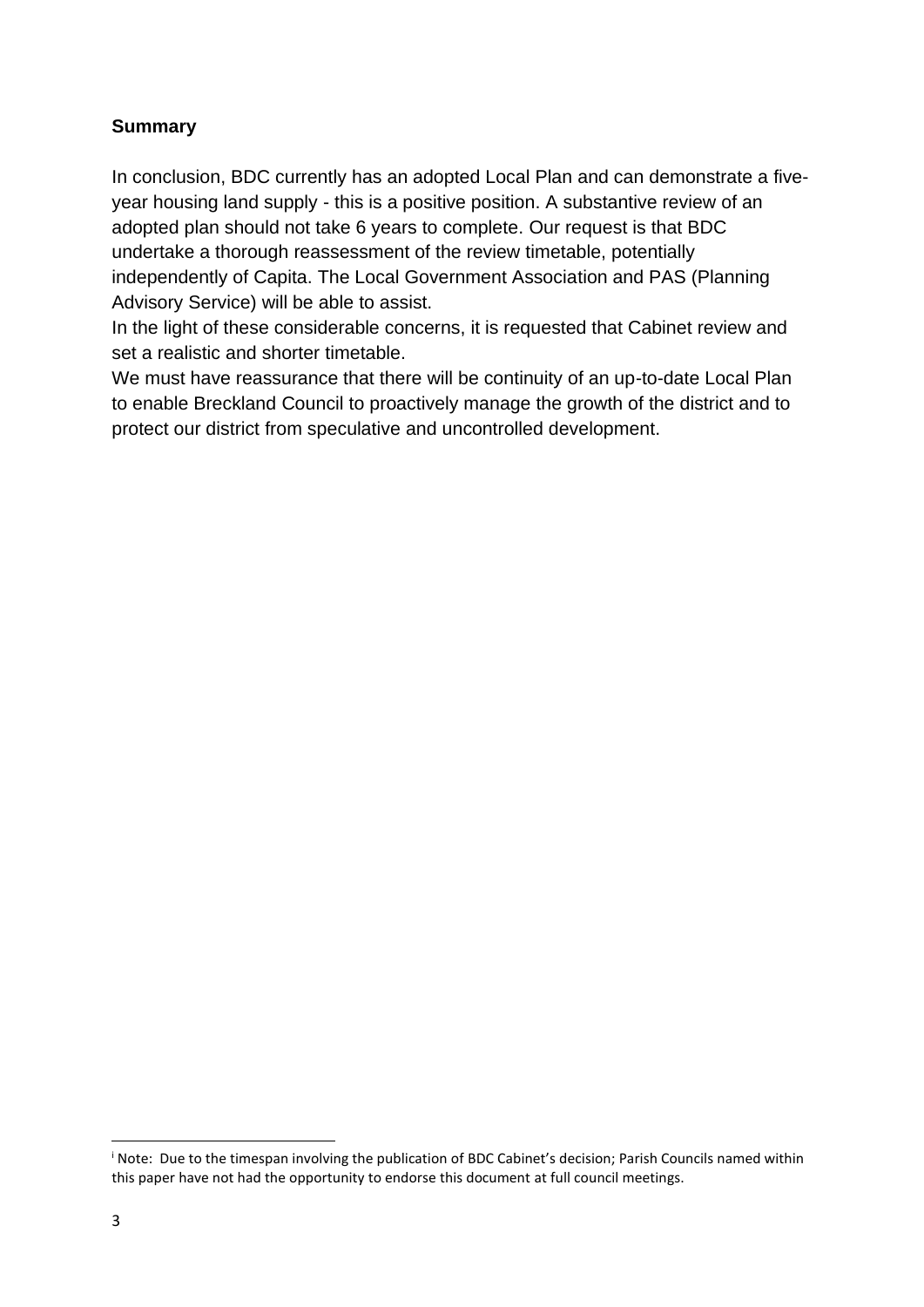**Summary**

In conclusion, BDC currently has an adopted Local Plan and can demonstrate a five-year housing land supply - this is a positive position. A substantive review of an adopted plan should not take 6 years to complete. Our request is that BDC undertake a thorough reassessment of the review timetable, potentially independently of Capita. The Local Government Association and PAS (Planning Advisory Service) will be able to assist.

In the light of these considerable concerns, it is requested that Cabinet review and set a realistic and shorter timetable.

We must have reassurance that there will be continuity of an up-to-date Local Plan to enable Breckland Council to proactively manage the growth of the district and to protect our district from speculative and uncontrolled development.

---

[i] Note: Due to the timespan involving the publication of BDC Cabinet's decision; Parish Councils named within this paper have not had the opportunity to endorse this document at full council meetings.